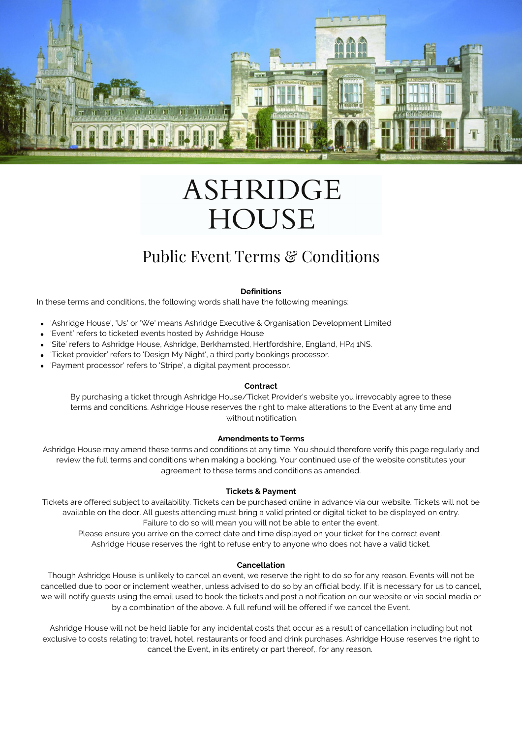# ASHRIDGE HOUSE

## Public Event Terms & Conditions

### Definitions

In these terms and conditions, the following words shall have the following meanings:

- 'Ashridge House', 'Us' or 'We' means Ashridge Executive & Organisation Development Limited
- 'Event' refers to ticketed events hosted by Ashridge House
- 'Site' refers to Ashridge House, Ashridge, Berkhamsted, Hertfordshire, England, HP4 1NS.
- 'Ticket provider' refers to 'Design My Night', a third party bookings processor.
- 'Payment processor' refers to 'Stripe', a digital payment processor.

### Contract

By purchasing a ticket through Ashridge House/Ticket Provider's website you irrevocably agree to these terms and conditions. Ashridge House reserves the right to make alterations to the Event at any time and without notification.

### Amendments to Terms

Ashridge House may amend these terms and conditions at any time. You should therefore verify this page regularly and review the full terms and conditions when making a booking. Your continued use of the website constitutes your agreement to these terms and conditions as amended.

### Tickets & Payment

Tickets are offered subject to availability. Tickets can be purchased online in advance via our website. Tickets will not be available on the door. All guests attending must bring a valid printed or digital ticket to be displayed on entry. Failure to do so will mean you will not be able to enter the event.
Please ensure you arrive on the correct date and time displayed on your ticket for the correct event.
Ashridge House reserves the right to refuse entry to anyone who does not have a valid ticket.

### Cancellation

Though Ashridge House is unlikely to cancel an event, we reserve the right to do so for any reason. Events will not be cancelled due to poor or inclement weather, unless advised to do so by an official body. If it is necessary for us to cancel, we will notify guests using the email used to book the tickets and post a notification on our website or via social media or by a combination of the above. A full refund will be offered if we cancel the Event.

Ashridge House will not be held liable for any incidental costs that occur as a result of cancellation including but not exclusive to costs relating to: travel, hotel, restaurants or food and drink purchases. Ashridge House reserves the right to cancel the Event, in its entirety or part thereof,. for any reason.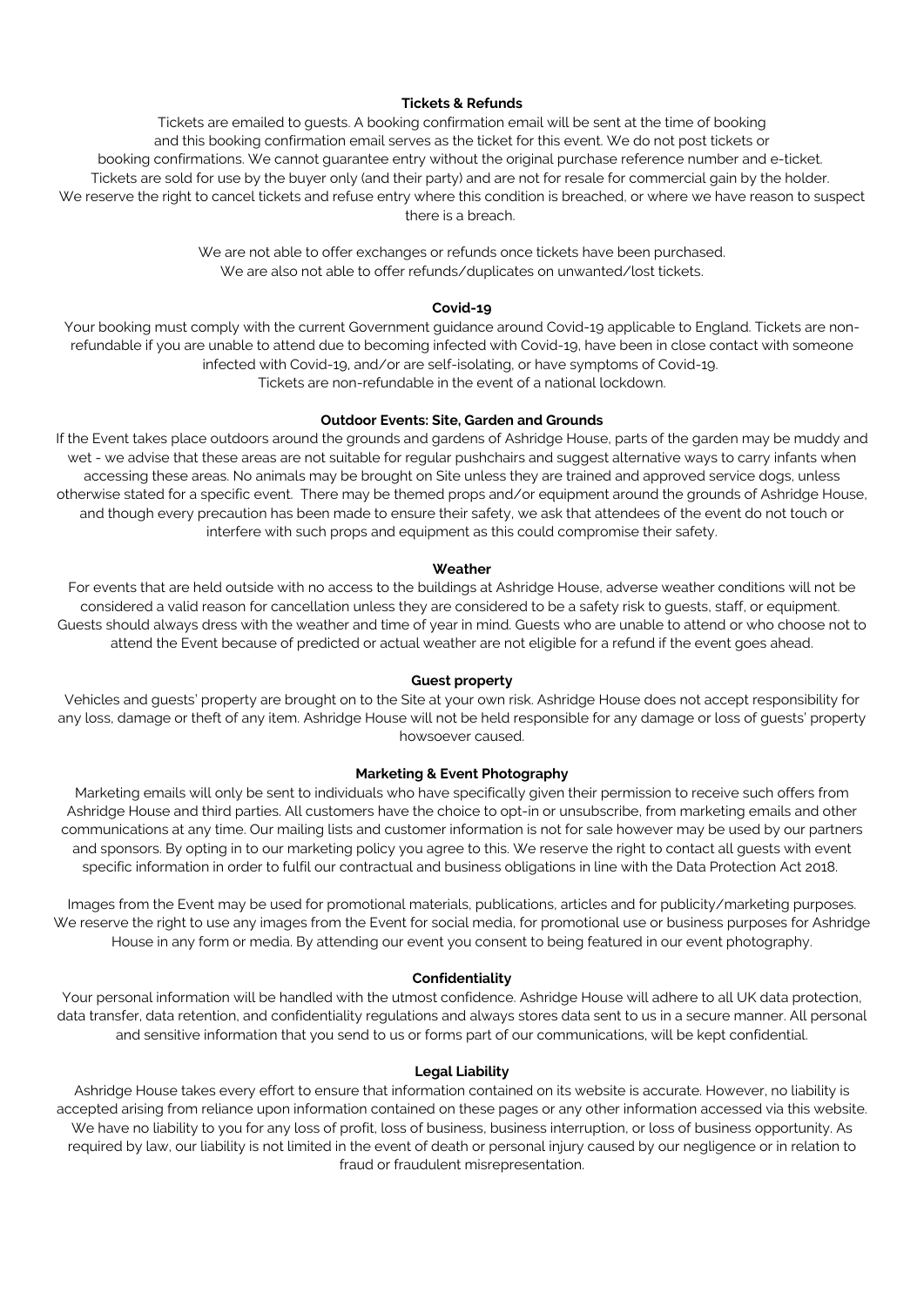## Tickets & Refunds

Tickets are emailed to guests. A booking confirmation email will be sent at the time of booking and this booking confirmation email serves as the ticket for this event. We do not post tickets or booking confirmations. We cannot guarantee entry without the original purchase reference number and e-ticket. Tickets are sold for use by the buyer only (and their party) and are not for resale for commercial gain by the holder. We reserve the right to cancel tickets and refuse entry where this condition is breached, or where we have reason to suspect there is a breach.

We are not able to offer exchanges or refunds once tickets have been purchased. We are also not able to offer refunds/duplicates on unwanted/lost tickets.

## Covid-19

Your booking must comply with the current Government guidance around Covid-19 applicable to England. Tickets are non-refundable if you are unable to attend due to becoming infected with Covid-19, have been in close contact with someone infected with Covid-19, and/or are self-isolating, or have symptoms of Covid-19. Tickets are non-refundable in the event of a national lockdown.

## Outdoor Events: Site, Garden and Grounds

If the Event takes place outdoors around the grounds and gardens of Ashridge House, parts of the garden may be muddy and wet - we advise that these areas are not suitable for regular pushchairs and suggest alternative ways to carry infants when accessing these areas. No animals may be brought on Site unless they are trained and approved service dogs, unless otherwise stated for a specific event. There may be themed props and/or equipment around the grounds of Ashridge House, and though every precaution has been made to ensure their safety, we ask that attendees of the event do not touch or interfere with such props and equipment as this could compromise their safety.

## Weather

For events that are held outside with no access to the buildings at Ashridge House, adverse weather conditions will not be considered a valid reason for cancellation unless they are considered to be a safety risk to guests, staff, or equipment. Guests should always dress with the weather and time of year in mind. Guests who are unable to attend or who choose not to attend the Event because of predicted or actual weather are not eligible for a refund if the event goes ahead.

## Guest property

Vehicles and guests' property are brought on to the Site at your own risk. Ashridge House does not accept responsibility for any loss, damage or theft of any item. Ashridge House will not be held responsible for any damage or loss of guests' property howsoever caused.

## Marketing & Event Photography

Marketing emails will only be sent to individuals who have specifically given their permission to receive such offers from Ashridge House and third parties. All customers have the choice to opt-in or unsubscribe, from marketing emails and other communications at any time. Our mailing lists and customer information is not for sale however may be used by our partners and sponsors. By opting in to our marketing policy you agree to this. We reserve the right to contact all guests with event specific information in order to fulfil our contractual and business obligations in line with the Data Protection Act 2018.

Images from the Event may be used for promotional materials, publications, articles and for publicity/marketing purposes. We reserve the right to use any images from the Event for social media, for promotional use or business purposes for Ashridge House in any form or media. By attending our event you consent to being featured in our event photography.

## Confidentiality

Your personal information will be handled with the utmost confidence. Ashridge House will adhere to all UK data protection, data transfer, data retention, and confidentiality regulations and always stores data sent to us in a secure manner. All personal and sensitive information that you send to us or forms part of our communications, will be kept confidential.

## Legal Liability

Ashridge House takes every effort to ensure that information contained on its website is accurate. However, no liability is accepted arising from reliance upon information contained on these pages or any other information accessed via this website. We have no liability to you for any loss of profit, loss of business, business interruption, or loss of business opportunity. As required by law, our liability is not limited in the event of death or personal injury caused by our negligence or in relation to fraud or fraudulent misrepresentation.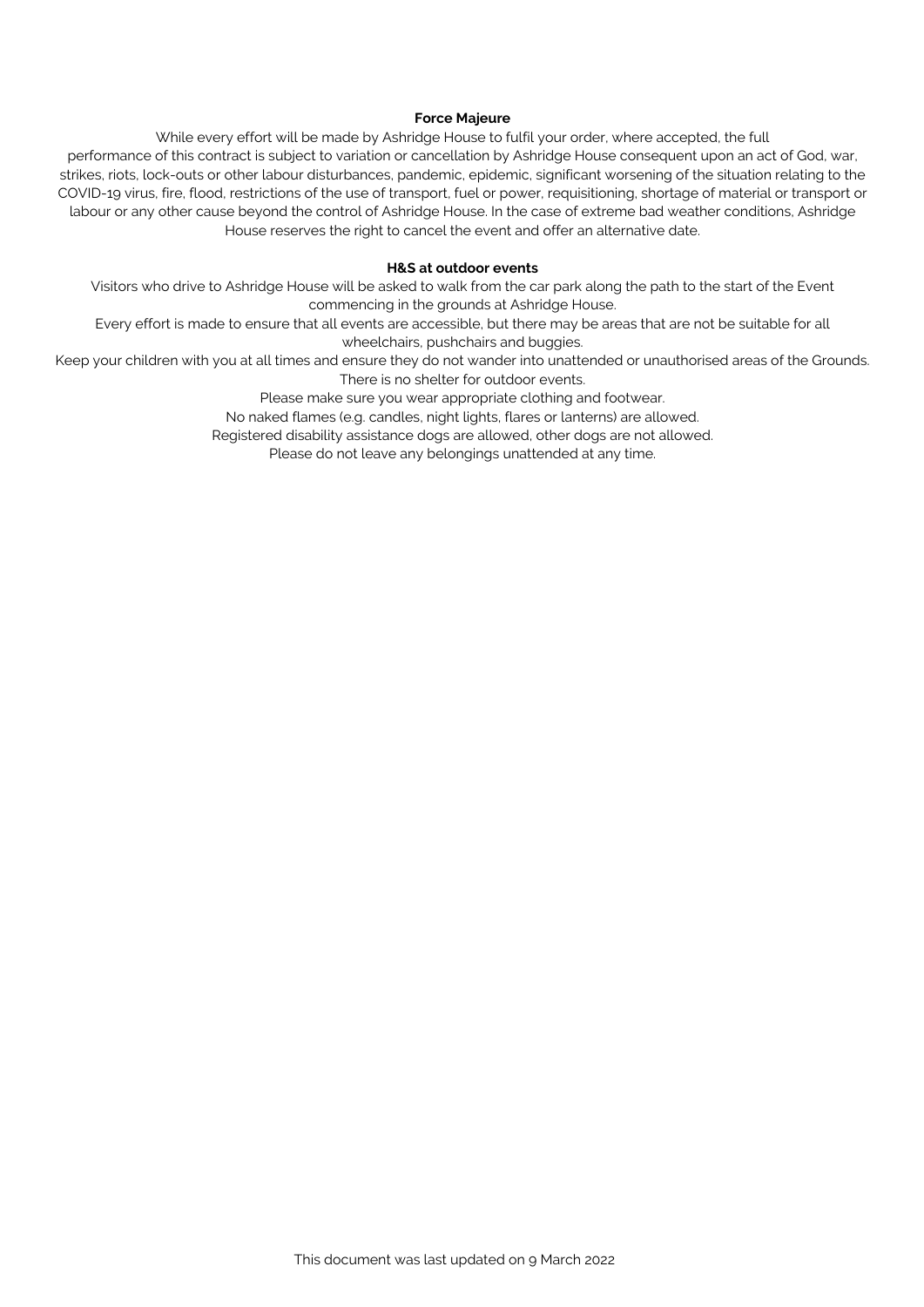**Force Majeure**

While every effort will be made by Ashridge House to fulfil your order, where accepted, the full performance of this contract is subject to variation or cancellation by Ashridge House consequent upon an act of God, war, strikes, riots, lock-outs or other labour disturbances, pandemic, epidemic, significant worsening of the situation relating to the COVID-19 virus, fire, flood, restrictions of the use of transport, fuel or power, requisitioning, shortage of material or transport or labour or any other cause beyond the control of Ashridge House. In the case of extreme bad weather conditions, Ashridge House reserves the right to cancel the event and offer an alternative date.

**H&S at outdoor events**

Visitors who drive to Ashridge House will be asked to walk from the car park along the path to the start of the Event commencing in the grounds at Ashridge House.

Every effort is made to ensure that all events are accessible, but there may be areas that are not be suitable for all wheelchairs, pushchairs and buggies.

Keep your children with you at all times and ensure they do not wander into unattended or unauthorised areas of the Grounds.

There is no shelter for outdoor events.

Please make sure you wear appropriate clothing and footwear.

No naked flames (e.g. candles, night lights, flares or lanterns) are allowed.

Registered disability assistance dogs are allowed, other dogs are not allowed.

Please do not leave any belongings unattended at any time.

This document was last updated on 9 March 2022